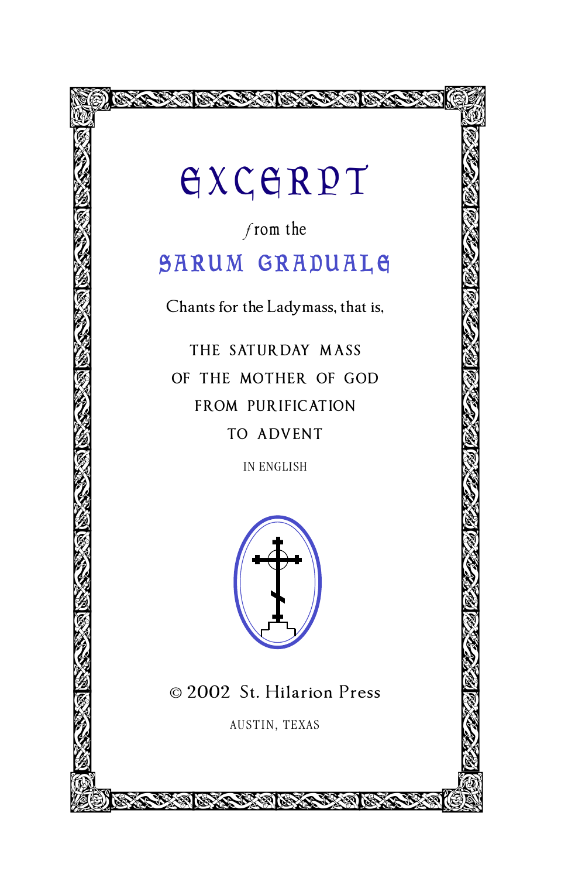# EXCERPT

*from the*

## SARUM GRADUALE

Chants for the Ladymass, that is,

THE SATURDAY MASS
OF THE MOTHER OF GOD
FROM PURIFICATION
TO ADVENT

IN ENGLISH

© 2002 St. Hilarion Press

AUSTIN, TEXAS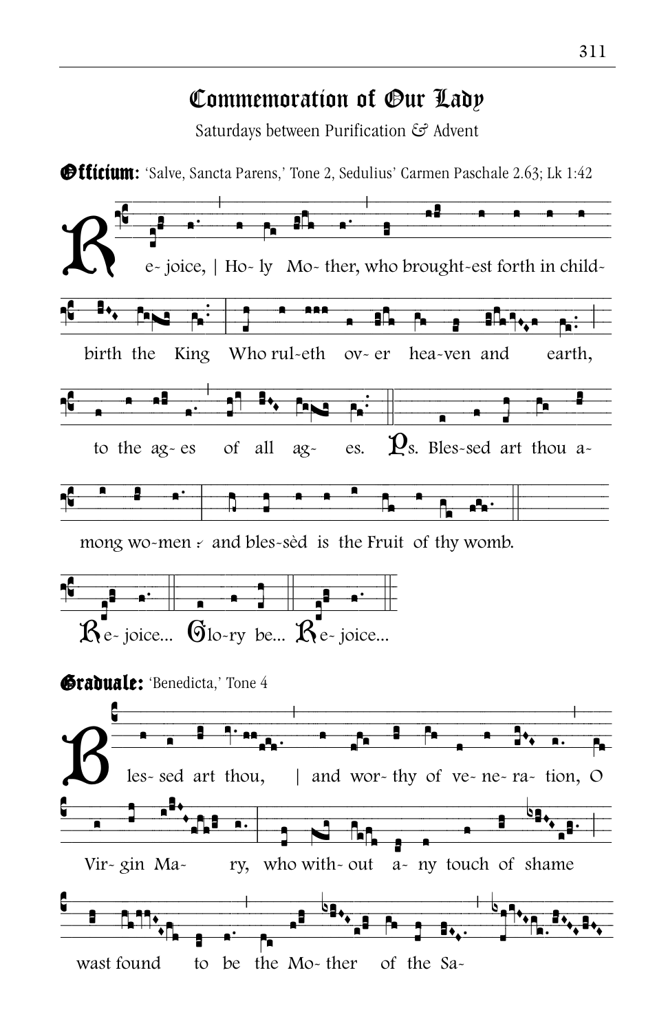# Commemoration of Our Lady

Saturdays between Purification & Advent

**Officium:** 'Salve, Sancta Parens,' Tone 2, Sedulius' Carmen Paschale 2.63; Lk 1:42

Re- joice, | Ho- ly Mo- ther, who brought-est forth in child- birth the King Who rul-eth ov- er hea-ven and earth, to the ag- es of all ag- es. Ps. Bles-sed art thou a- mong wo-men ⁖ and bles-sèd is the Fruit of thy womb.

Re- joice... Glo-ry be... Re- joice...

**Graduale:** 'Benedicta,' Tone 4

Bles- sed art thou, | and wor- thy of ve- ne- ra- tion, O Vir- gin Ma- ry, who with- out a- ny touch of shame wast found to be the Mo- ther of the Sa-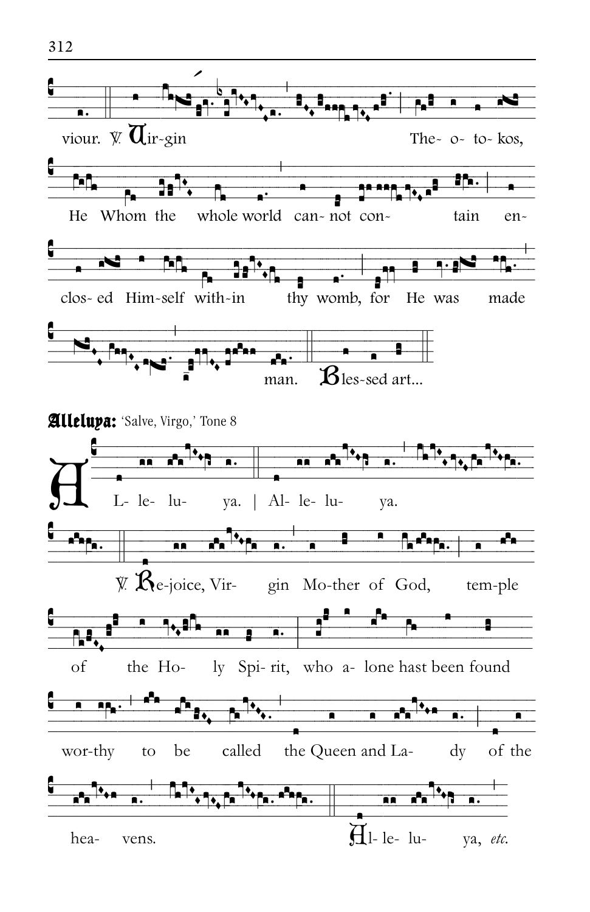viour. ℣. Virgin Theotokos, He Whom the whole world cannot contain enclosed Himself within thy womb, for He was made man. Blessed art...

**Alleluya:** 'Salve, Virgo,' Tone 8

Alleluya. | Alleluya.

℣. Rejoice, Virgin Mother of God, temple of the Holy Spirit, who alone hast been found worthy to be called the Queen and Lady of the heavens. Alleluya, *etc.*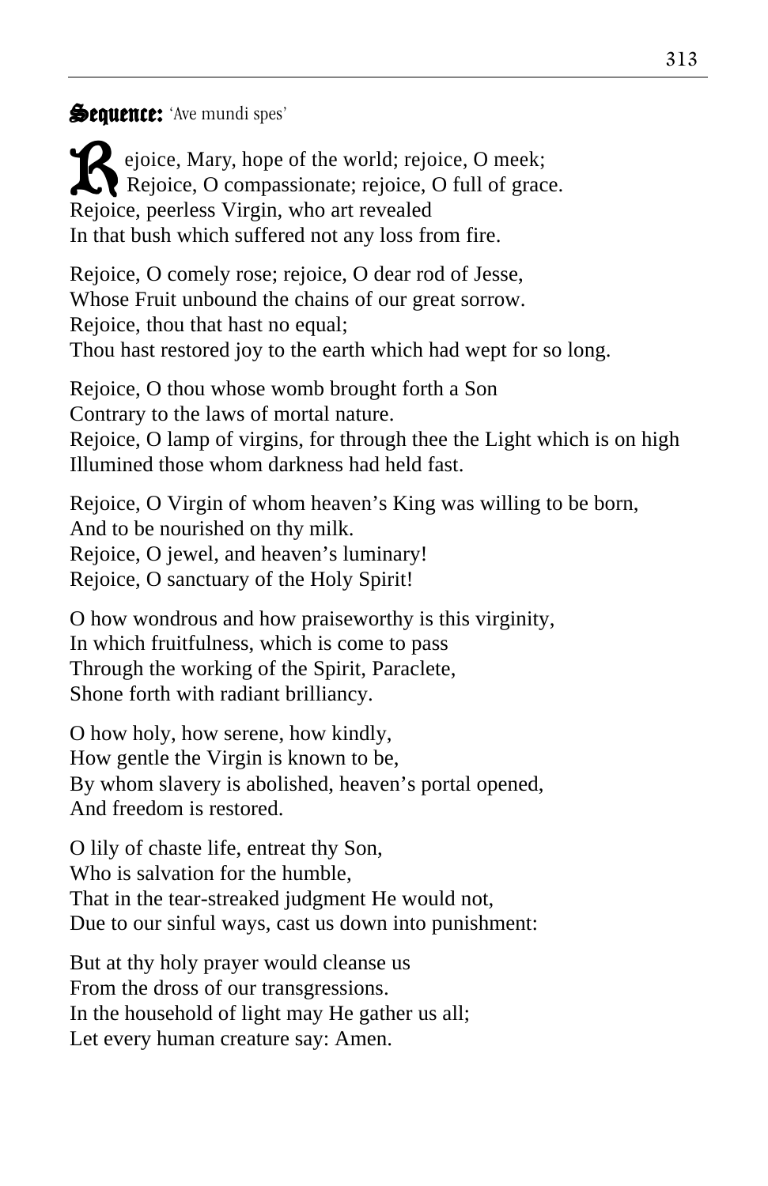**Sequence:** ‘Ave mundi spes’

Rejoice, Mary, hope of the world; rejoice, O meek;
Rejoice, O compassionate; rejoice, O full of grace.
Rejoice, peerless Virgin, who art revealed
In that bush which suffered not any loss from fire.

Rejoice, O comely rose; rejoice, O dear rod of Jesse,
Whose Fruit unbound the chains of our great sorrow.
Rejoice, thou that hast no equal;
Thou hast restored joy to the earth which had wept for so long.

Rejoice, O thou whose womb brought forth a Son
Contrary to the laws of mortal nature.
Rejoice, O lamp of virgins, for through thee the Light which is on high
Illumined those whom darkness had held fast.

Rejoice, O Virgin of whom heaven’s King was willing to be born,
And to be nourished on thy milk.
Rejoice, O jewel, and heaven’s luminary!
Rejoice, O sanctuary of the Holy Spirit!

O how wondrous and how praiseworthy is this virginity,
In which fruitfulness, which is come to pass
Through the working of the Spirit, Paraclete,
Shone forth with radiant brilliancy.

O how holy, how serene, how kindly,
How gentle the Virgin is known to be,
By whom slavery is abolished, heaven’s portal opened,
And freedom is restored.

O lily of chaste life, entreat thy Son,
Who is salvation for the humble,
That in the tear-streaked judgment He would not,
Due to our sinful ways, cast us down into punishment:

But at thy holy prayer would cleanse us
From the dross of our transgressions.
In the household of light may He gather us all;
Let every human creature say: Amen.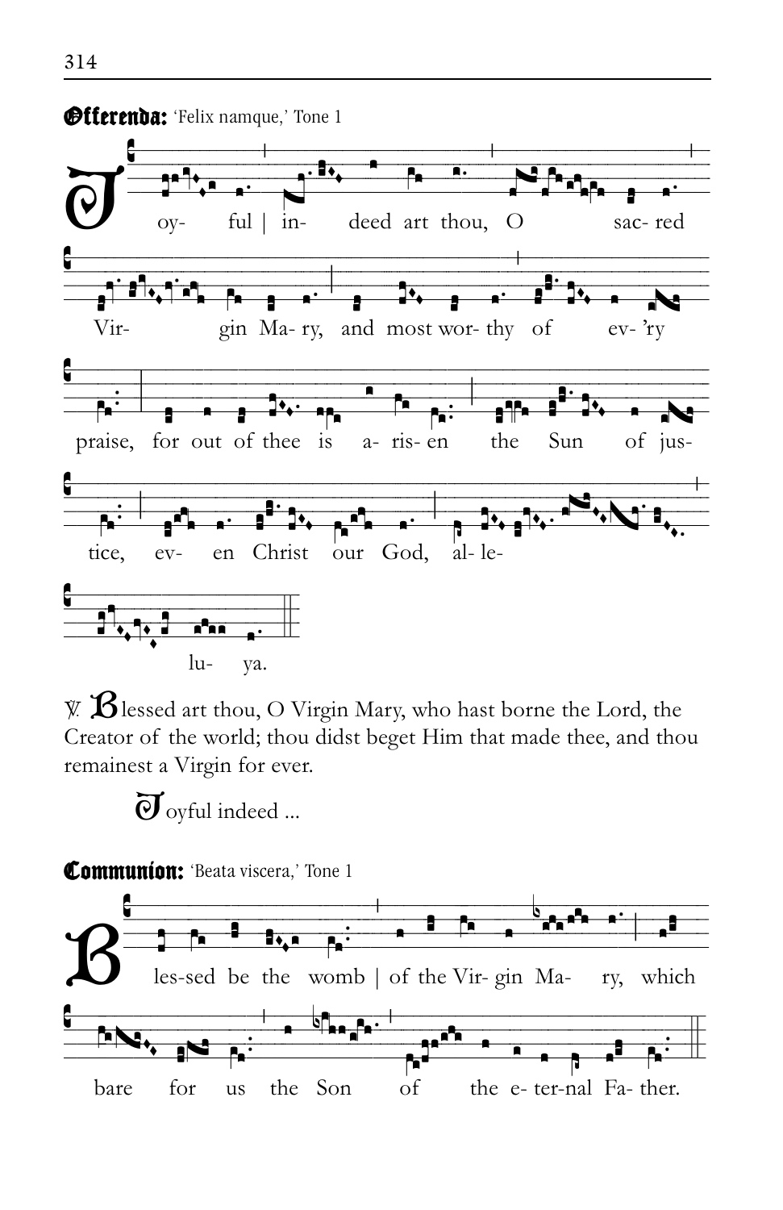**Offerenda:** 'Felix namque,' Tone 1

Joy- ful | in- deed art thou, O sac- red Vir- gin Ma- ry, and most wor- thy of ev- 'ry praise, for out of thee is a- ris- en the Sun of jus- tice, ev- en Christ our God, al- le- lu- ya.

℣. Blessed art thou, O Virgin Mary, who hast borne the Lord, the Creator of the world; thou didst beget Him that made thee, and thou remainest a Virgin for ever.

Joyful indeed ...

**Communion:** 'Beata viscera,' Tone 1

Bles-sed be the womb | of the Vir- gin Ma- ry, which bare for us the Son of the e- ter-nal Fa- ther.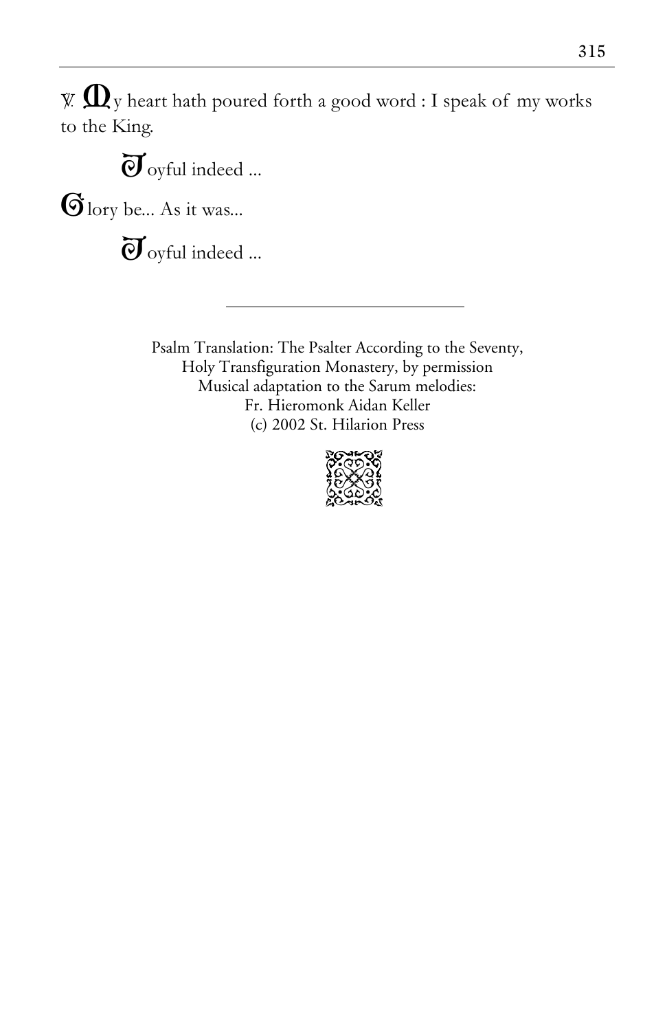℣. My heart hath poured forth a good word : I speak of my works to the King.

Joyful indeed ...

Glory be... As it was...

Joyful indeed ...

---

Psalm Translation: The Psalter According to the Seventy,
Holy Transfiguration Monastery, by permission
Musical adaptation to the Sarum melodies:
Fr. Hieromonk Aidan Keller
(c) 2002 St. Hilarion Press